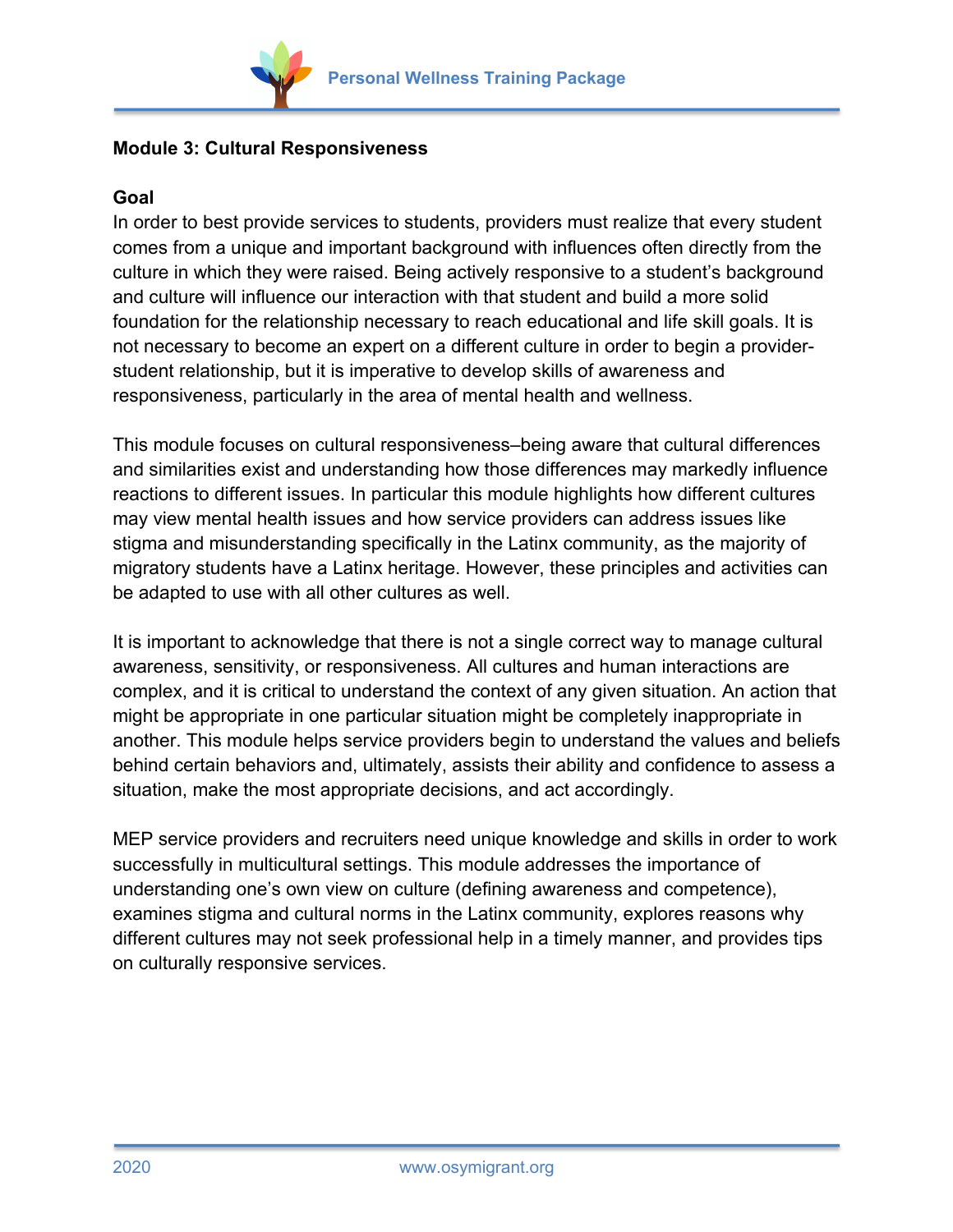## Module 3: Cultural Responsiveness

### Goal

In order to best provide services to students, providers must realize that every student comes from a unique and important background with influences often directly from the culture in which they were raised. Being actively responsive to a student's background and culture will influence our interaction with that student and build a more solid foundation for the relationship necessary to reach educational and life skill goals. It is not necessary to become an expert on a different culture in order to begin a provider-student relationship, but it is imperative to develop skills of awareness and responsiveness, particularly in the area of mental health and wellness.

This module focuses on cultural responsiveness–being aware that cultural differences and similarities exist and understanding how those differences may markedly influence reactions to different issues. In particular this module highlights how different cultures may view mental health issues and how service providers can address issues like stigma and misunderstanding specifically in the Latinx community, as the majority of migratory students have a Latinx heritage. However, these principles and activities can be adapted to use with all other cultures as well.

It is important to acknowledge that there is not a single correct way to manage cultural awareness, sensitivity, or responsiveness. All cultures and human interactions are complex, and it is critical to understand the context of any given situation. An action that might be appropriate in one particular situation might be completely inappropriate in another. This module helps service providers begin to understand the values and beliefs behind certain behaviors and, ultimately, assists their ability and confidence to assess a situation, make the most appropriate decisions, and act accordingly.

MEP service providers and recruiters need unique knowledge and skills in order to work successfully in multicultural settings. This module addresses the importance of understanding one's own view on culture (defining awareness and competence), examines stigma and cultural norms in the Latinx community, explores reasons why different cultures may not seek professional help in a timely manner, and provides tips on culturally responsive services.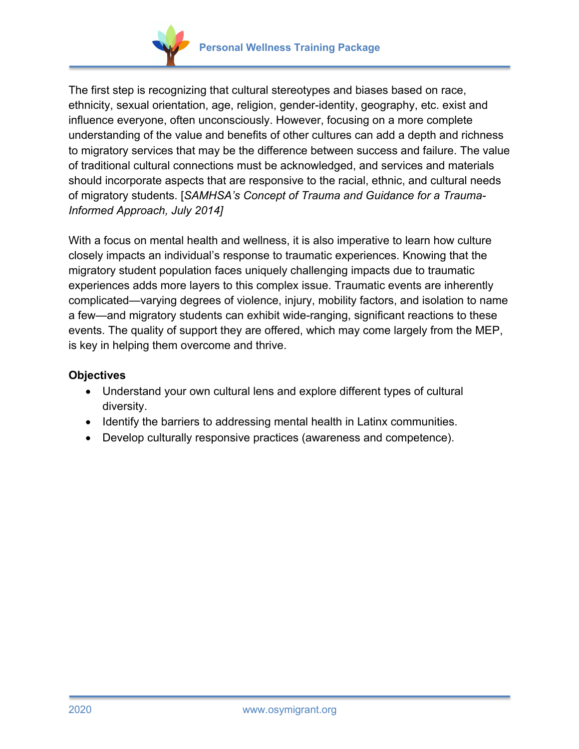The first step is recognizing that cultural stereotypes and biases based on race, ethnicity, sexual orientation, age, religion, gender-identity, geography, etc. exist and influence everyone, often unconsciously. However, focusing on a more complete understanding of the value and benefits of other cultures can add a depth and richness to migratory services that may be the difference between success and failure. The value of traditional cultural connections must be acknowledged, and services and materials should incorporate aspects that are responsive to the racial, ethnic, and cultural needs of migratory students. [*SAMHSA's Concept of Trauma and Guidance for a Trauma-Informed Approach, July 2014]*

With a focus on mental health and wellness, it is also imperative to learn how culture closely impacts an individual's response to traumatic experiences. Knowing that the migratory student population faces uniquely challenging impacts due to traumatic experiences adds more layers to this complex issue. Traumatic events are inherently complicated—varying degrees of violence, injury, mobility factors, and isolation to name a few—and migratory students can exhibit wide-ranging, significant reactions to these events. The quality of support they are offered, which may come largely from the MEP, is key in helping them overcome and thrive.

**Objectives**

- Understand your own cultural lens and explore different types of cultural diversity.
- Identify the barriers to addressing mental health in Latinx communities.
- Develop culturally responsive practices (awareness and competence).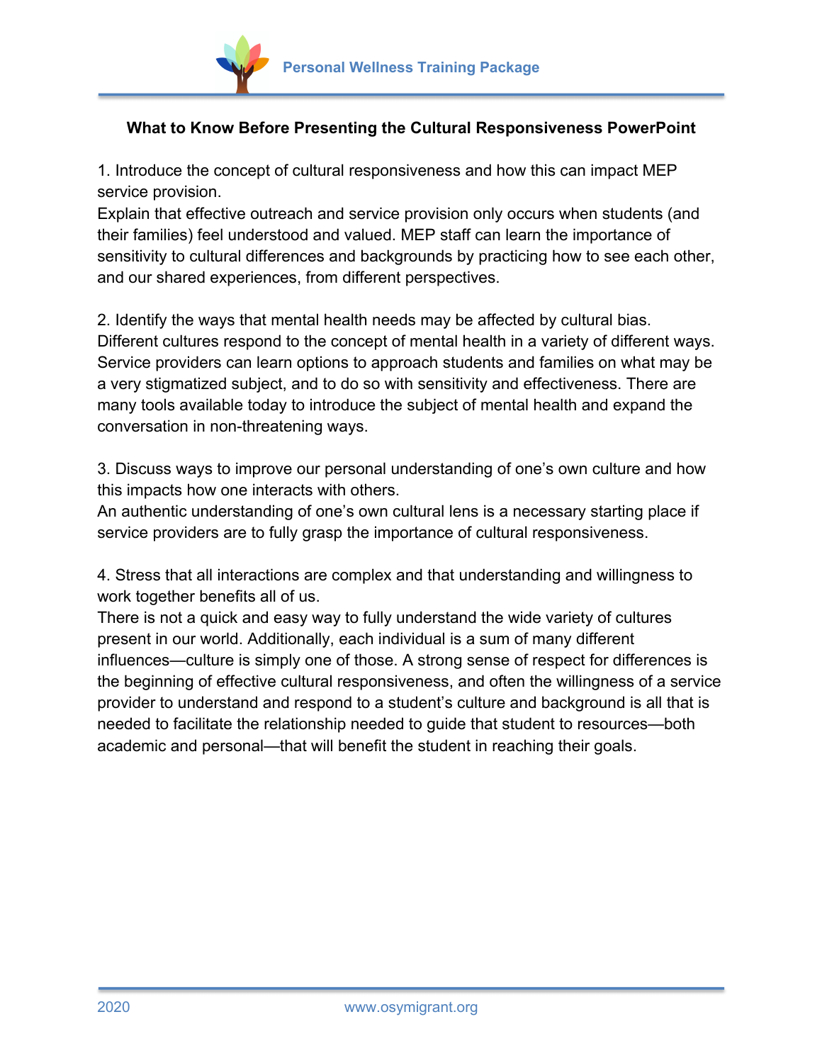**What to Know Before Presenting the Cultural Responsiveness PowerPoint**

1. Introduce the concept of cultural responsiveness and how this can impact MEP service provision.
Explain that effective outreach and service provision only occurs when students (and their families) feel understood and valued. MEP staff can learn the importance of sensitivity to cultural differences and backgrounds by practicing how to see each other, and our shared experiences, from different perspectives.

2. Identify the ways that mental health needs may be affected by cultural bias.
Different cultures respond to the concept of mental health in a variety of different ways. Service providers can learn options to approach students and families on what may be a very stigmatized subject, and to do so with sensitivity and effectiveness. There are many tools available today to introduce the subject of mental health and expand the conversation in non-threatening ways.

3. Discuss ways to improve our personal understanding of one's own culture and how this impacts how one interacts with others.
An authentic understanding of one's own cultural lens is a necessary starting place if service providers are to fully grasp the importance of cultural responsiveness.

4. Stress that all interactions are complex and that understanding and willingness to work together benefits all of us.
There is not a quick and easy way to fully understand the wide variety of cultures present in our world. Additionally, each individual is a sum of many different influences—culture is simply one of those. A strong sense of respect for differences is the beginning of effective cultural responsiveness, and often the willingness of a service provider to understand and respond to a student's culture and background is all that is needed to facilitate the relationship needed to guide that student to resources—both academic and personal—that will benefit the student in reaching their goals.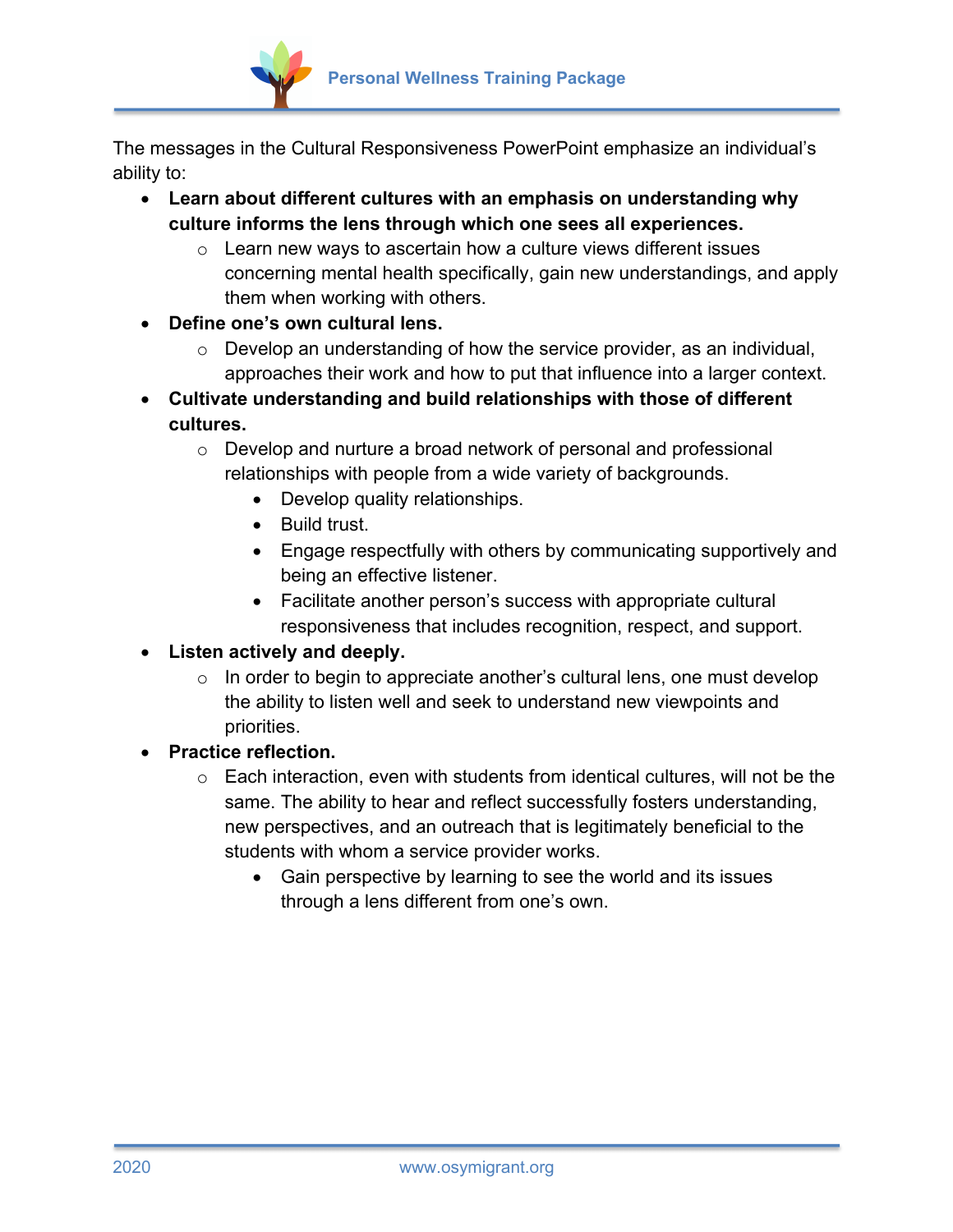The messages in the Cultural Responsiveness PowerPoint emphasize an individual's ability to:

- **Learn about different cultures with an emphasis on understanding why culture informs the lens through which one sees all experiences.**
  - Learn new ways to ascertain how a culture views different issues concerning mental health specifically, gain new understandings, and apply them when working with others.
- **Define one's own cultural lens.**
  - Develop an understanding of how the service provider, as an individual, approaches their work and how to put that influence into a larger context.
- **Cultivate understanding and build relationships with those of different cultures.**
  - Develop and nurture a broad network of personal and professional relationships with people from a wide variety of backgrounds.
    - Develop quality relationships.
    - Build trust.
    - Engage respectfully with others by communicating supportively and being an effective listener.
    - Facilitate another person's success with appropriate cultural responsiveness that includes recognition, respect, and support.
- **Listen actively and deeply.**
  - In order to begin to appreciate another's cultural lens, one must develop the ability to listen well and seek to understand new viewpoints and priorities.
- **Practice reflection.**
  - Each interaction, even with students from identical cultures, will not be the same. The ability to hear and reflect successfully fosters understanding, new perspectives, and an outreach that is legitimately beneficial to the students with whom a service provider works.
    - Gain perspective by learning to see the world and its issues through a lens different from one's own.